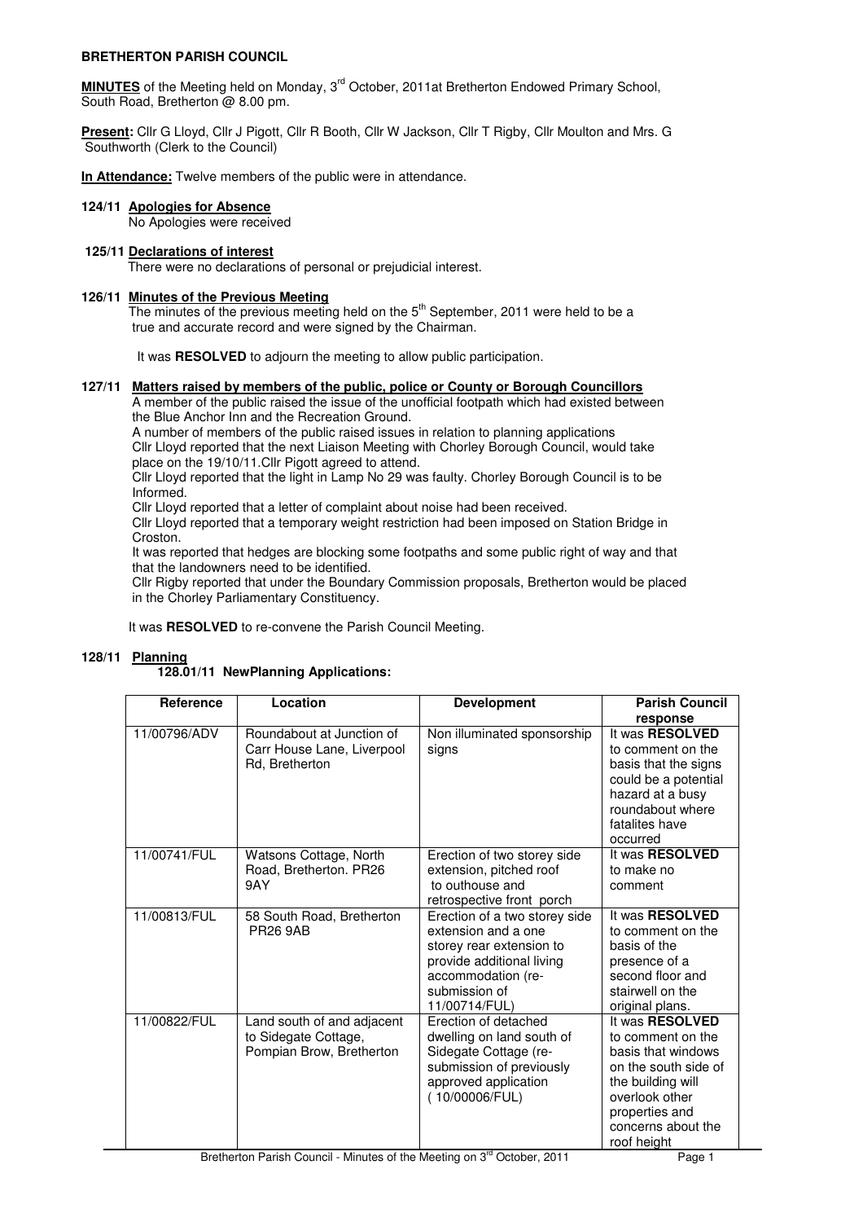**BRETHERTON PARISH COUNCIL**

**MINUTES** of the Meeting held on Monday, 3rd October, 2011at Bretherton Endowed Primary School, South Road, Bretherton @ 8.00 pm.

**Present:** Cllr G Lloyd, Cllr J Pigott, Cllr R Booth, Cllr W Jackson, Cllr T Rigby, Cllr Moulton and Mrs. G Southworth (Clerk to the Council)

**In Attendance:** Twelve members of the public were in attendance.

**124/11 Apologies for Absence**

No Apologies were received

**125/11 Declarations of interest**

There were no declarations of personal or prejudicial interest.

**126/11 Minutes of the Previous Meeting**

The minutes of the previous meeting held on the 5th September, 2011 were held to be a true and accurate record and were signed by the Chairman.

It was **RESOLVED** to adjourn the meeting to allow public participation.

**127/11 Matters raised by members of the public, police or County or Borough Councillors**

A member of the public raised the issue of the unofficial footpath which had existed between the Blue Anchor Inn and the Recreation Ground.

A number of members of the public raised issues in relation to planning applications

Cllr Lloyd reported that the next Liaison Meeting with Chorley Borough Council, would take place on the 19/10/11.Cllr Pigott agreed to attend.

Cllr Lloyd reported that the light in Lamp No 29 was faulty. Chorley Borough Council is to be Informed.

Cllr Lloyd reported that a letter of complaint about noise had been received.

Cllr Lloyd reported that a temporary weight restriction had been imposed on Station Bridge in Croston.

It was reported that hedges are blocking some footpaths and some public right of way and that that the landowners need to be identified.

Cllr Rigby reported that under the Boundary Commission proposals, Bretherton would be placed in the Chorley Parliamentary Constituency.

It was **RESOLVED** to re-convene the Parish Council Meeting.

**128/11 Planning**

**128.01/11 NewPlanning Applications:**

| Reference | Location | Development | Parish Council response |
|---|---|---|---|
| 11/00796/ADV | Roundabout at Junction of Carr House Lane, Liverpool Rd, Bretherton | Non illuminated sponsorship signs | It was **RESOLVED** to comment on the basis that the signs could be a potential hazard at a busy roundabout where fatalites have occurred |
| 11/00741/FUL | Watsons Cottage, North Road, Bretherton. PR26 9AY | Erection of two storey side extension, pitched roof to outhouse and retrospective front porch | It was **RESOLVED** to make no comment |
| 11/00813/FUL | 58 South Road, Bretherton PR26 9AB | Erection of a two storey side extension and a one storey rear extension to provide additional living accommodation (re-submission of 11/00714/FUL) | It was **RESOLVED** to comment on the basis of the presence of a second floor and stairwell on the original plans. |
| 11/00822/FUL | Land south of and adjacent to Sidegate Cottage, Pompian Brow, Bretherton | Erection of detached dwelling on land south of Sidegate Cottage (re-submission of previously approved application ( 10/00006/FUL) | It was **RESOLVED** to comment on the basis that windows on the south side of the building will overlook other properties and concerns about the roof height |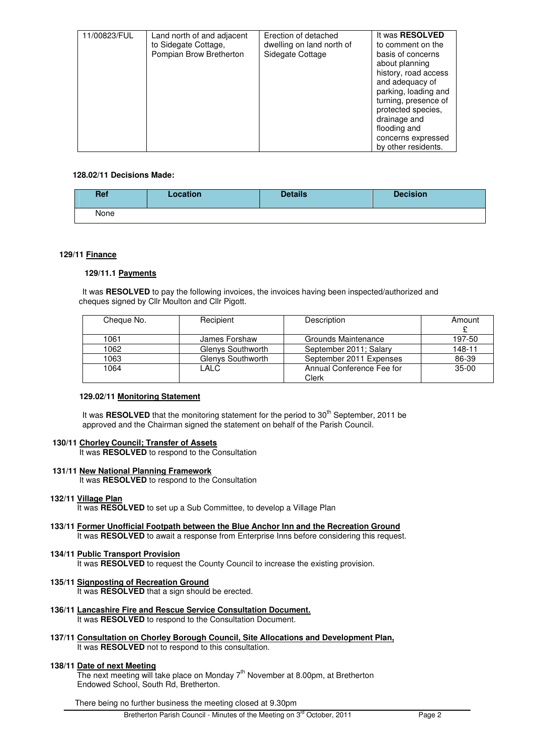| 11/00823/FUL | Land north of and adjacent to Sidegate Cottage, Pompian Brow Bretherton | Erection of detached dwelling on land north of Sidegate Cottage | It was **RESOLVED** to comment on the basis of concerns about planning history, road access and adequacy of parking, loading and turning, presence of protected species, drainage and flooding and concerns expressed by other residents. |
|---|---|---|---|

**128.02/11 Decisions Made:**

| Ref | Location | Details | Decision |
|---|---|---|---|
| None | | | |

**129/11 Finance**

**129/11.1 Payments**

It was **RESOLVED** to pay the following invoices, the invoices having been inspected/authorized and cheques signed by Cllr Moulton and Cllr Pigott.

| Cheque No. | Recipient | Description | Amount £ |
|---|---|---|---|
| 1061 | James Forshaw | Grounds Maintenance | 197-50 |
| 1062 | Glenys Southworth | September 2011; Salary | 148-11 |
| 1063 | Glenys Southworth | September 2011 Expenses | 86-39 |
| 1064 | LALC | Annual Conference Fee for Clerk | 35-00 |

**129.02/11 Monitoring Statement**

It was **RESOLVED** that the monitoring statement for the period to 30th September, 2011 be approved and the Chairman signed the statement on behalf of the Parish Council.

**130/11 Chorley Council; Transfer of Assets**
It was **RESOLVED** to respond to the Consultation

**131/11 New National Planning Framework**
It was **RESOLVED** to respond to the Consultation

**132/11 Village Plan**
It was **RESOLVED** to set up a Sub Committee, to develop a Village Plan

**133/11 Former Unofficial Footpath between the Blue Anchor Inn and the Recreation Ground**
It was **RESOLVED** to await a response from Enterprise Inns before considering this request.

**134/11 Public Transport Provision**
It was **RESOLVED** to request the County Council to increase the existing provision.

**135/11 Signposting of Recreation Ground**
It was **RESOLVED** that a sign should be erected.

**136/11 Lancashire Fire and Rescue Service Consultation Document.**
It was **RESOLVED** to respond to the Consultation Document.

**137/11 Consultation on Chorley Borough Council, Site Allocations and Development Plan,**
It was **RESOLVED** not to respond to this consultation.

**138/11 Date of next Meeting**
The next meeting will take place on Monday 7th November at 8.00pm, at Bretherton Endowed School, South Rd, Bretherton.

There being no further business the meeting closed at 9.30pm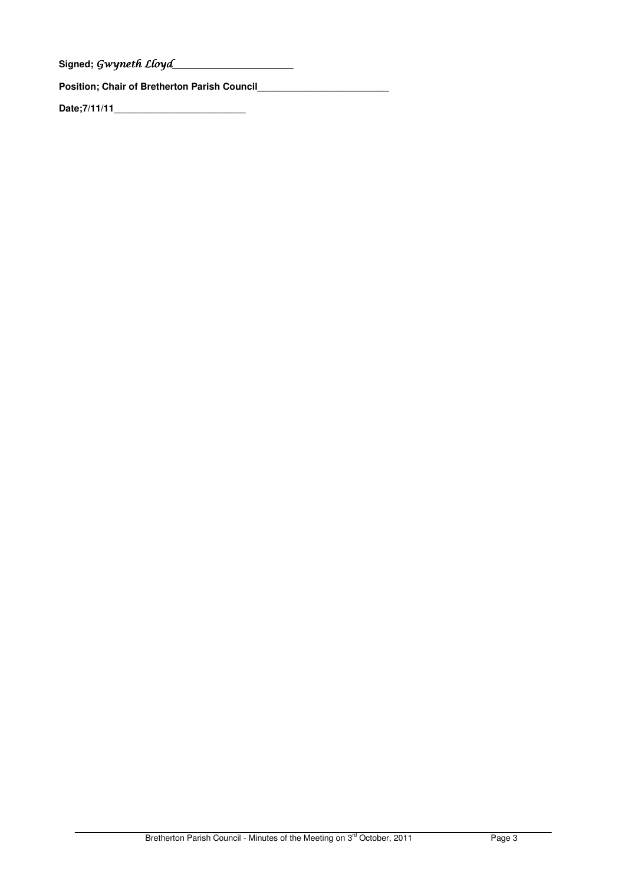**Signed;** *Gwyneth Lloyd*\_\_\_\_\_\_\_\_\_\_\_\_\_\_\_\_\_\_\_\_\_\_

**Position; Chair of Bretherton Parish Council**\_\_\_\_\_\_\_\_\_\_\_\_\_\_\_\_\_\_\_\_\_\_\_\_\_

**Date;7/11/11**\_\_\_\_\_\_\_\_\_\_\_\_\_\_\_\_\_\_\_\_\_\_\_\_\_